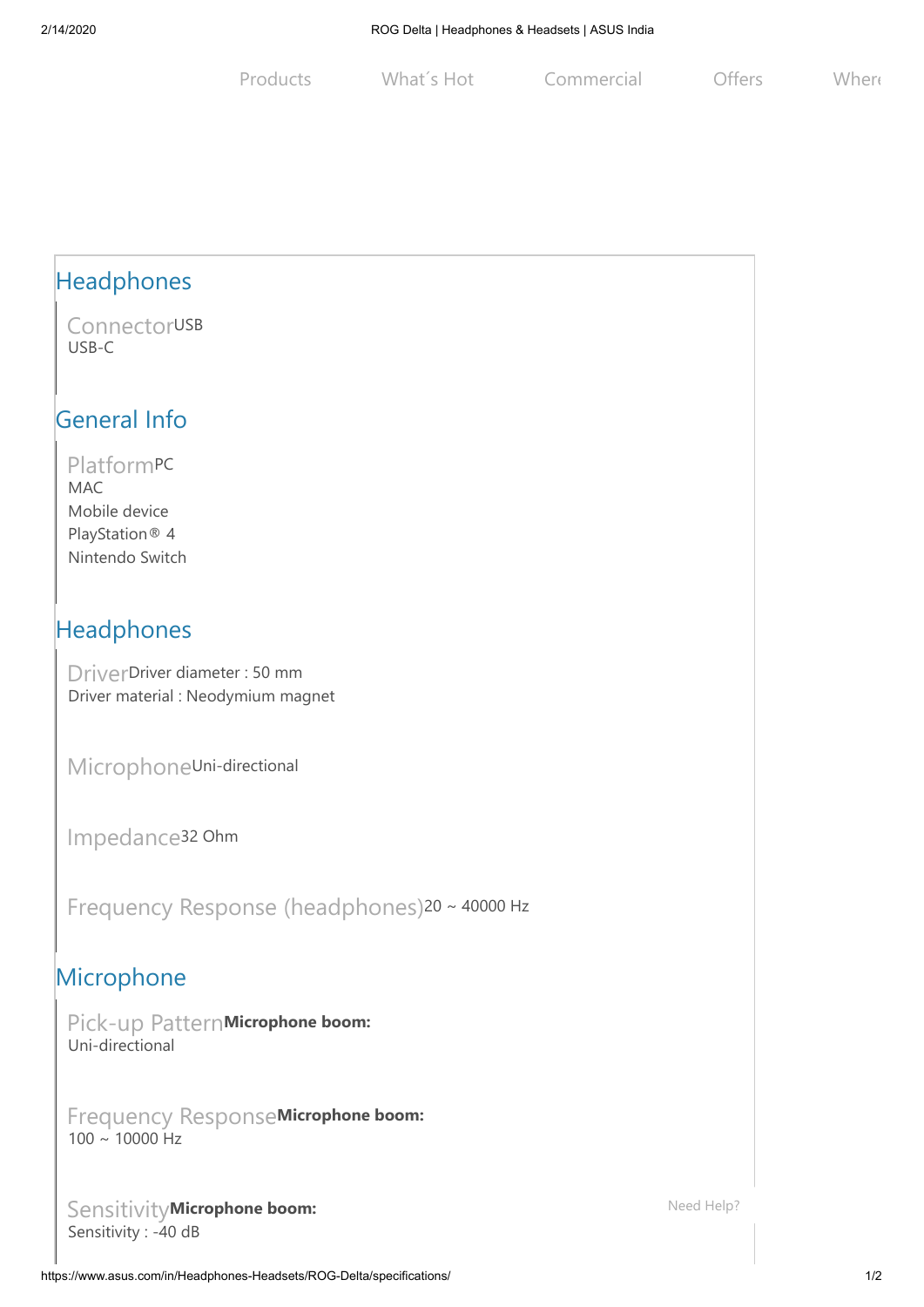Products What´s Hot Commercial Offers Where

## Headphones

**Connector**
USB
USB-C

## General Info

**Platform**
PC
MAC
Mobile device
PlayStation® 4
Nintendo Switch

## Headphones

**Driver**
Driver diameter : 50 mm
Driver material : Neodymium magnet

**Microphone**
Uni-directional

**Impedance**
32 Ohm

**Frequency Response (headphones)**
20 ~ 40000 Hz

## Microphone

**Pick-up Pattern**
**Microphone boom:**
Uni-directional

**Frequency Response**
**Microphone boom:**
100 ~ 10000 Hz

**Sensitivity**
**Microphone boom:**
Sensitivity : -40 dB

Need Help?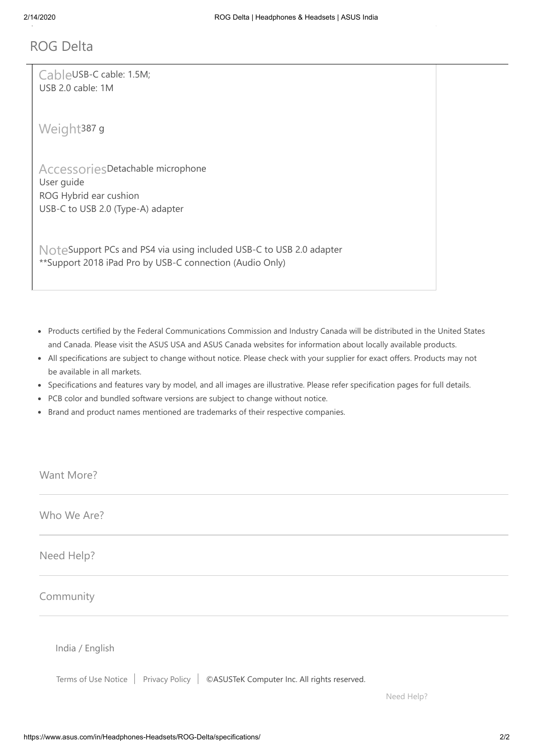# ROG Delta

| | |
|---|---|
| Cable | USB-C cable: 1.5M;<br>USB 2.0 cable: 1M |
| Weight | 387 g |
| Accessories | Detachable microphone<br>User guide<br>ROG Hybrid ear cushion<br>USB-C to USB 2.0 (Type-A) adapter |
| Note | Support PCs and PS4 via using included USB-C to USB 2.0 adapter<br>**Support 2018 iPad Pro by USB-C connection (Audio Only) |

- Products certified by the Federal Communications Commission and Industry Canada will be distributed in the United States and Canada. Please visit the ASUS USA and ASUS Canada websites for information about locally available products.
- All specifications are subject to change without notice. Please check with your supplier for exact offers. Products may not be available in all markets.
- Specifications and features vary by model, and all images are illustrative. Please refer specification pages for full details.
- PCB color and bundled software versions are subject to change without notice.
- Brand and product names mentioned are trademarks of their respective companies.

Want More?

Who We Are?

Need Help?

Community

India / English

Terms of Use Notice | Privacy Policy | ©ASUSTeK Computer Inc. All rights reserved.

Need Help?